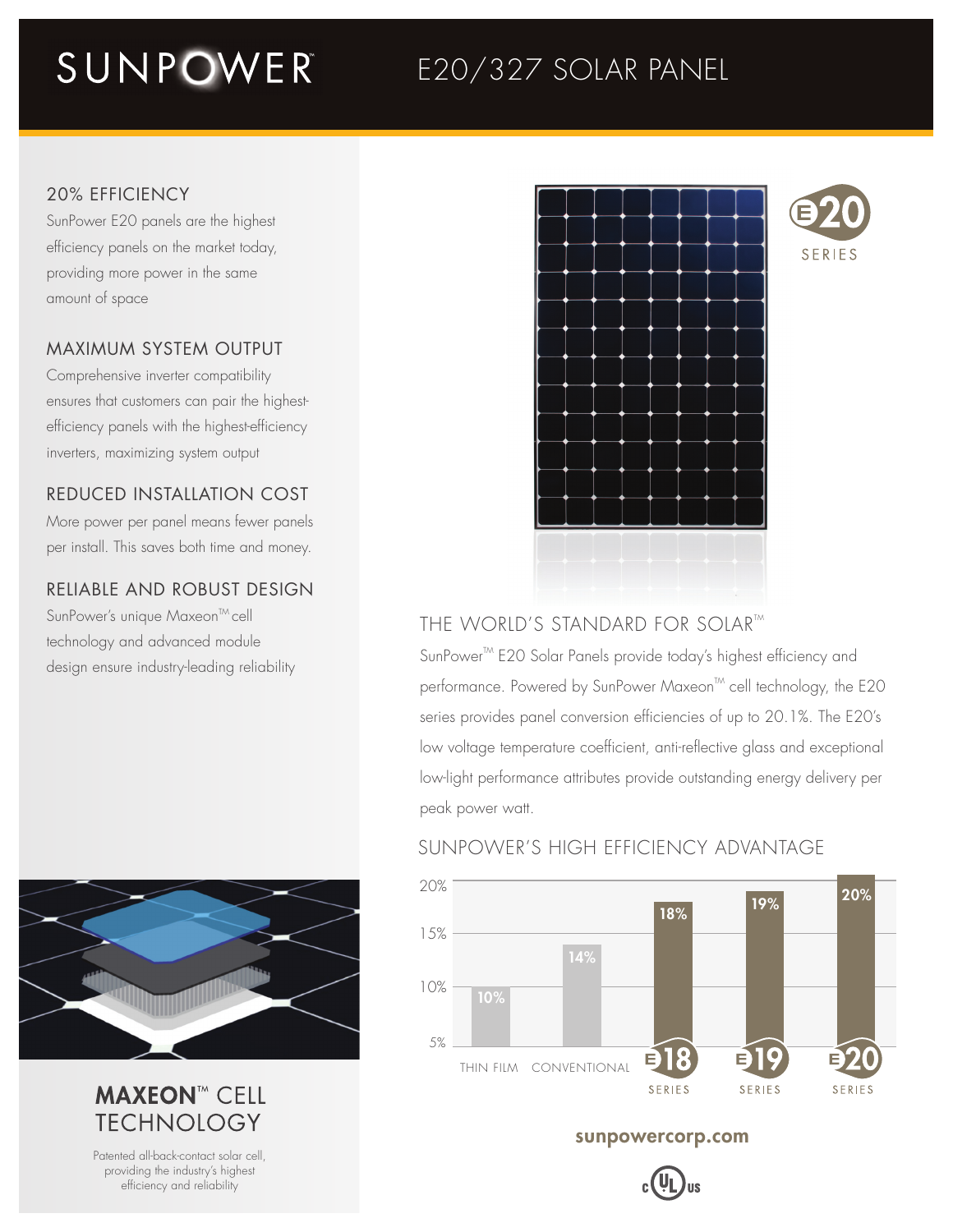# SUNPOWER

# E20/327 SOLAR PANEL

## 20% EFFICIENCY

SunPower E20 panels are the highest efficiency panels on the market today, providing more power in the same amount of space

## MAXIMUM SYSTEM OUTPUT

Comprehensive inverter compatibility ensures that customers can pair the highest-efficiency panels with the highest-efficiency inverters, maximizing system output

## REDUCED INSTALLATION COST

More power per panel means fewer panels per install. This saves both time and money.

## RELIABLE AND ROBUST DESIGN

SunPower's unique Maxeon™ cell technology and advanced module design ensure industry-leading reliability

E20 SERIES

## THE WORLD'S STANDARD FOR SOLAR™

SunPower™ E20 Solar Panels provide today's highest efficiency and performance. Powered by SunPower Maxeon™ cell technology, the E20 series provides panel conversion efficiencies of up to 20.1%. The E20's low voltage temperature coefficient, anti-reflective glass and exceptional low-light performance attributes provide outstanding energy delivery per peak power watt.

## SUNPOWER'S HIGH EFFICIENCY ADVANTAGE

| Technology | Efficiency |
|---|---|
| THIN FILM | 10% |
| CONVENTIONAL | 14% |
| E18 SERIES | 18% |
| E19 SERIES | 19% |
| E20 SERIES | 20% |

## MAXEON™ CELL TECHNOLOGY

Patented all-back-contact solar cell, providing the industry's highest efficiency and reliability

**sunpowercorp.com**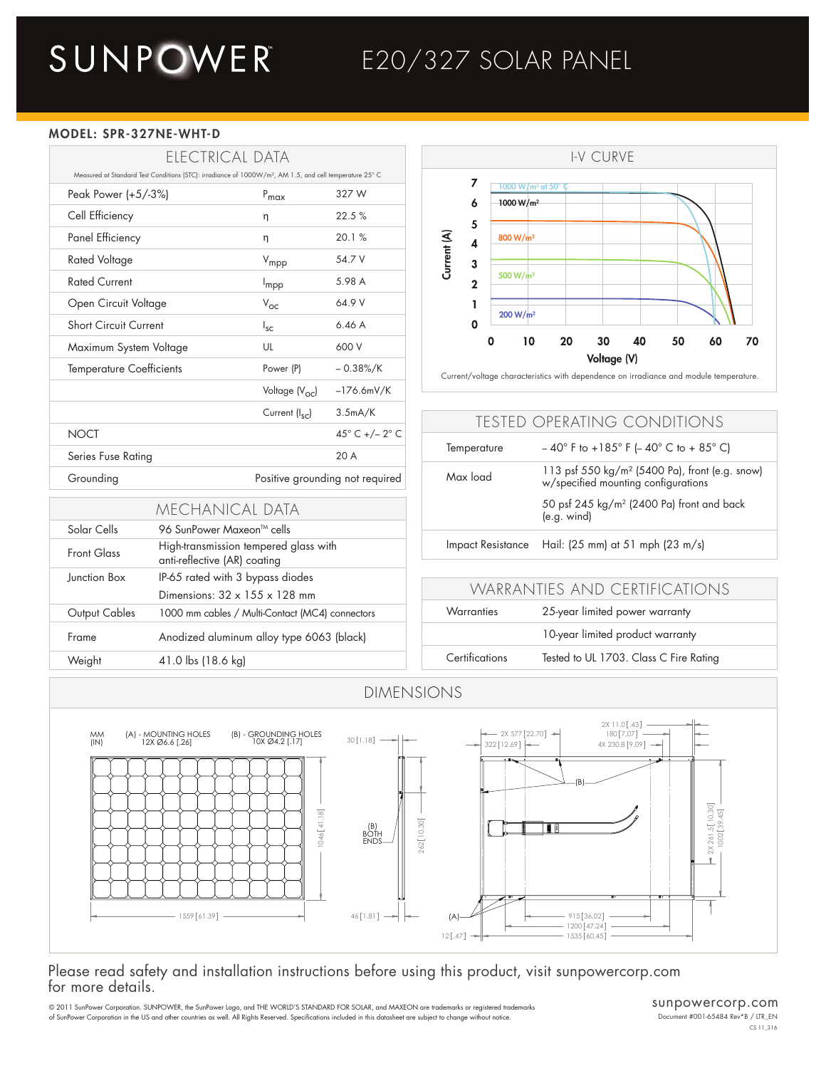# SUNPOWER — E20/327 SOLAR PANEL

**MODEL: SPR-327NE-WHT-D**

## ELECTRICAL DATA

Measured at Standard Test Conditions (STC): irradiance of 1000W/m², AM 1.5, and cell temperature 25° C

| | | |
|---|---|---|
| Peak Power (+5/-3%) | $P_{max}$ | 327 W |
| Cell Efficiency | η | 22.5 % |
| Panel Efficiency | η | 20.1 % |
| Rated Voltage | $V_{mpp}$ | 54.7 V |
| Rated Current | $I_{mpp}$ | 5.98 A |
| Open Circuit Voltage | $V_{oc}$ | 64.9 V |
| Short Circuit Current | $I_{sc}$ | 6.46 A |
| Maximum System Voltage | UL | 600 V |
| Temperature Coefficients | Power (P) | – 0.38%/K |
| | Voltage ($V_{oc}$) | –176.6mV/K |
| | Current ($I_{sc}$) | 3.5mA/K |
| NOCT | | 45° C +/– 2° C |
| Series Fuse Rating | | 20 A |
| Grounding | | Positive grounding not required |

## I-V CURVE

1000 W/m² at 50° C
1000 W/m²
800 W/m²
500 W/m²
200 W/m²
Current (A)
Voltage (V)

Current/voltage characteristics with dependence on irradiance and module temperature.

## MECHANICAL DATA

| | |
|---|---|
| Solar Cells | 96 SunPower Maxeon™ cells |
| Front Glass | High-transmission tempered glass with anti-reflective (AR) coating |
| Junction Box | IP-65 rated with 3 bypass diodes<br>Dimensions: 32 x 155 x 128 mm |
| Output Cables | 1000 mm cables / Multi-Contact (MC4) connectors |
| Frame | Anodized aluminum alloy type 6063 (black) |
| Weight | 41.0 lbs (18.6 kg) |

## TESTED OPERATING CONDITIONS

| | |
|---|---|
| Temperature | – 40° F to +185° F (– 40° C to + 85° C) |
| Max load | 113 psf 550 kg/m² (5400 Pa), front (e.g. snow) w/specified mounting configurations |
| | 50 psf 245 kg/m² (2400 Pa) front and back (e.g. wind) |
| Impact Resistance | Hail: (25 mm) at 51 mph (23 m/s) |

## WARRANTIES AND CERTIFICATIONS

| | |
|---|---|
| Warranties | 25-year limited power warranty |
| | 10-year limited product warranty |
| Certifications | Tested to UL 1703. Class C Fire Rating |

## DIMENSIONS

MM (IN)
(A) - MOUNTING HOLES 12X Ø6.6 [.26]
(B) - GROUNDING HOLES 10X Ø4.2 [.17]

1559 [61.39]
1046 [41.18]
30 [1.18]
46 [1.81]
262 [10.30]
(B) BOTH ENDS
2X 577 [22.70]
322 [12.69]
2X 11.0 [.43]
180 [7.07]
4X 230.8 [9.09]
(B)
(A)
2X 261.5 [10.30]
1002 [39.45]
915 [36.02]
1200 [47.24]
1535 [60.45]
12 [.47]

Please read safety and installation instructions before using this product, visit sunpowercorp.com for more details.

© 2011 SunPower Corporation. SUNPOWER, the SunPower Logo, and THE WORLD'S STANDARD FOR SOLAR, and MAXEON are trademarks or registered trademarks of SunPower Corporation in the US and other countries as well. All Rights Reserved. Specifications included in this datasheet are subject to change without notice.

sunpowercorp.com
Document #001-65484 Rev*B / LTR_EN
CS 11_316